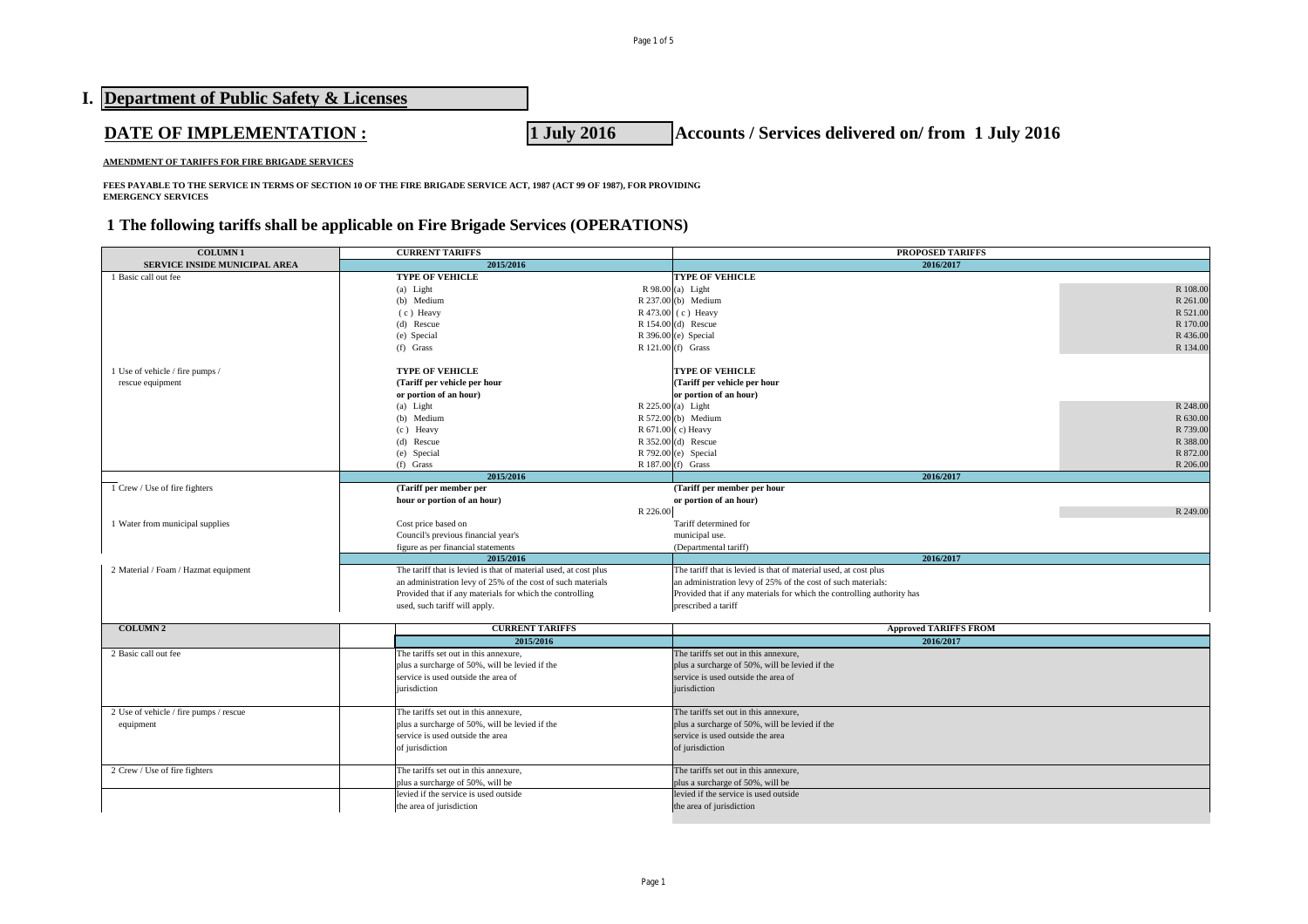# I. Department of Public Safety & Licenses

## DATE OF IMPLEMENTATION : 1 July 2016 Accounts / Services delivered on/ from 1 July 2016

**AMENDMENT OF TARIFFS FOR FIRE BRIGADE SERVICES**

**FEES PAYABLE TO THE SERVICE IN TERMS OF SECTION 10 OF THE FIRE BRIGADE SERVICE ACT, 1987 (ACT 99 OF 1987), FOR PROVIDING EMERGENCY SERVICES**

### 1 The following tariffs shall be applicable on Fire Brigade Services (OPERATIONS)

| COLUMN 1 | CURRENT TARIFFS | | PROPOSED TARIFFS | |
|---|---|---|---|---|
| SERVICE INSIDE MUNICIPAL AREA | 2015/2016 | | 2016/2017 | |
| 1 Basic call out fee | **TYPE OF VEHICLE** | | **TYPE OF VEHICLE** | |
| | (a) Light | R 98.00 | (a) Light | R 108.00 |
| | (b) Medium | R 237.00 | (b) Medium | R 261.00 |
| | ( c ) Heavy | R 473.00 | ( c ) Heavy | R 521.00 |
| | (d) Rescue | R 154.00 | (d) Rescue | R 170.00 |
| | (e) Special | R 396.00 | (e) Special | R 436.00 |
| | (f) Grass | R 121.00 | (f) Grass | R 134.00 |
| 1 Use of vehicle / fire pumps / rescue equipment | **TYPE OF VEHICLE (Tariff per vehicle per hour or portion of an hour)** | | **TYPE OF VEHICLE (Tariff per vehicle per hour or portion of an hour)** | |
| | (a) Light | R 225.00 | (a) Light | R 248.00 |
| | (b) Medium | R 572.00 | (b) Medium | R 630.00 |
| | (c) Heavy | R 671.00 | ( c) Heavy | R 739.00 |
| | (d) Rescue | R 352.00 | (d) Rescue | R 388.00 |
| | (e) Special | R 792.00 | (e) Special | R 872.00 |
| | (f) Grass | R 187.00 | (f) Grass | R 206.00 |
| | 2015/2016 | | 2016/2017 | |
| 1 Crew / Use of fire fighters | **(Tariff per member per hour or portion of an hour)** | R 226.00 | **(Tariff per member per hour or portion of an hour)** | R 249.00 |
| 1 Water from municipal supplies | Cost price based on Council's previous financial year's figure as per financial statements | | Tariff determined for municipal use. (Departmental tariff) | |
| | 2015/2016 | | 2016/2017 | |
| 2 Material / Foam / Hazmat equipment | The tariff that is levied is that of material used, at cost plus an administration levy of 25% of the cost of such materials Provided that if any materials for which the controlling used, such tariff will apply. | | The tariff that is levied is that of material used, at cost plus an administration levy of 25% of the cost of such materials: Provided that if any materials for which the controlling authority has prescribed a tariff | |

| COLUMN 2 | CURRENT TARIFFS | Approved TARIFFS FROM |
|---|---|---|
| | 2015/2016 | 2016/2017 |
| 2 Basic call out fee | The tariffs set out in this annexure, plus a surcharge of 50%, will be levied if the service is used outside the area of jurisdiction | The tariffs set out in this annexure, plus a surcharge of 50%, will be levied if the service is used outside the area of jurisdiction |
| 2 Use of vehicle / fire pumps / rescue equipment | The tariffs set out in this annexure, plus a surcharge of 50%, will be levied if the service is used outside the area of jurisdiction | The tariffs set out in this annexure, plus a surcharge of 50%, will be levied if the service is used outside the area of jurisdiction |
| 2 Crew / Use of fire fighters | The tariffs set out in this annexure, plus a surcharge of 50%, will be levied if the service is used outside the area of jurisdiction | The tariffs set out in this annexure, plus a surcharge of 50%, will be levied if the service is used outside the area of jurisdiction |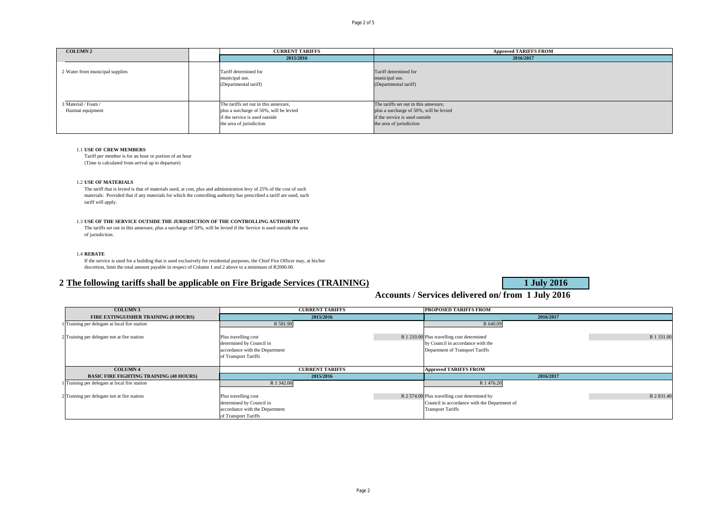| COLUMN 2 | | CURRENT TARIFFS | Approved TARIFFS FROM |
|---|---|---|---|
| | | 2015/2016 | 2016/2017 |
| 2 Water from municipal supplies | | Tariff determined for municipal use. (Departmental tariff) | Tariff determined for municipal use. (Departmental tariff) |
| 3 Material / Foam / Hazmat equipment | | The tariffs set out in this annexure, plus a surcharge of 50%, will be levied if the service is used outside the area of jurisdiction | The tariffs set out in this annexure, plus a surcharge of 50%, will be levied if the service is used outside the area of jurisdiction |

1.1 **USE OF CREW MEMBERS**

Tariff per member is for an hour or portion of an hour
(Time is calculated from arrival up to departure)

1.2 **USE OF MATERIALS**

The tariff that is levied is that of materials used, at cost, plus and administration levy of 25% of the cost of such materials: Provided that if any materials for which the controlling authority has prescribed a tariff are used, such tariff will apply.

1.3 **USE OF THE SERVICE OUTSIDE THE JURISDICTION OF THE CONTROLLING AUTHORITY**

The tariffs set out in this annexure, plus a surcharge of 50%, will be levied if the Service is used outside the area of jurisdiction.

1.4 **REBATE**

If the service is used for a building that is used exclusively for residential purposes, the Chief Fire Officer may, at his/her discretion, limit the total amount payable in respect of Column 1 and 2 above to a minimum of R2000.00.

## 2 The following tariffs shall be applicable on Fire Brigade Services (TRAINING)

**1 July 2016**

**Accounts / Services delivered on/ from 1 July 2016**

| COLUMN 3 | CURRENT TARIFFS | | PROPOSED TARIFFS FROM | |
|---|---|---|---|---|
| FIRE EXTINGUISHER TRAINING (8 HOURS) | 2015/2016 | | 2016/2017 | |
| 1 Training per delegate at local fire station | R 581.90 | | R 640.09 | |
| 2 Training per delegate not at fire station | Plus travelling cost determined by Council in accordance with the Department of Transport Tariffs | R 1 210.00 | Plus travelling cost determined by Council in accordance with the Department of Transport Tariffs | R 1 331.00 |
| **COLUMN 4** | **CURRENT TARIFFS** | | **Approved TARIFFS FROM** | |
| **BASIC FIRE FIGHTING TRAINING (40 HOURS)** | **2015/2016** | | **2016/2017** | |
| 1 Training per delegate at local fire station | R 1 342.00 | | R 1 476.20 | |
| 2 Training per delegate not at fire station | Plus travelling cost determined by Council in accordance with the Department of Transport Tariffs | R 2 574.00 | Plus travelling cost determined by Council in accordance with the Department of Transport Tariffs | R 2 831.40 |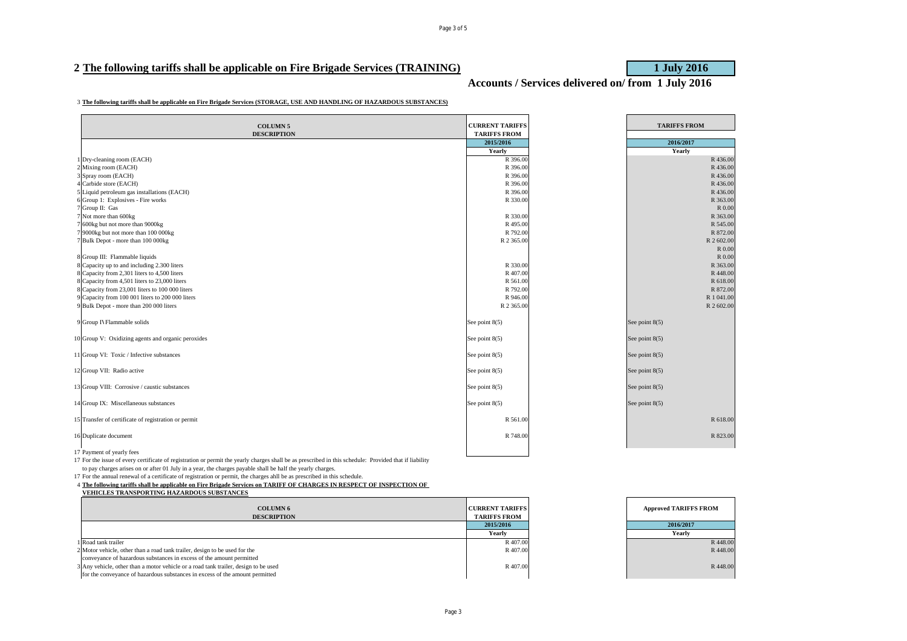## 2 The following tariffs shall be applicable on Fire Brigade Services (TRAINING)

**1 July 2016**

**Accounts / Services delivered on/ from 1 July 2016**

3 **The following tariffs shall be applicable on Fire Brigade Services (STORAGE, USE AND HANDLING OF HAZARDOUS SUBSTANCES)**

| | COLUMN 5 DESCRIPTION | CURRENT TARIFFS TARIFFS FROM 2015/2016 Yearly | TARIFFS FROM 2016/2017 Yearly |
|---|---|---|---|
| 1 | Dry-cleaning room (EACH) | R 396.00 | R 436.00 |
| 2 | Mixing room (EACH) | R 396.00 | R 436.00 |
| 3 | Spray room (EACH) | R 396.00 | R 436.00 |
| 4 | Carbide store (EACH) | R 396.00 | R 436.00 |
| 5 | Liquid petroleum gas installations (EACH) | R 396.00 | R 436.00 |
| 6 | Group 1: Explosives - Fire works | R 330.00 | R 363.00 |
| 7 | Group II: Gas | | R 0.00 |
| 7 | Not more than 600kg | R 330.00 | R 363.00 |
| 7 | 600kg but not more than 9000kg | R 495.00 | R 545.00 |
| 7 | 9000kg but not more than 100 000kg | R 792.00 | R 872.00 |
| 7 | Bulk Depot - more than 100 000kg | R 2 365.00 | R 2 602.00 |
| | | | R 0.00 |
| 8 | Group III: Flammable liquids | | R 0.00 |
| 8 | Capacity up to and including 2.300 liters | R 330.00 | R 363.00 |
| 8 | Capacity from 2,301 liters to 4,500 liters | R 407.00 | R 448.00 |
| 8 | Capacity from 4,501 liters to 23,000 liters | R 561.00 | R 618.00 |
| 8 | Capacity from 23,001 liters to 100 000 liters | R 792.00 | R 872.00 |
| 9 | Capacity from 100 001 liters to 200 000 liters | R 946.00 | R 1 041.00 |
| 9 | Bulk Depot - more than 200 000 liters | R 2 365.00 | R 2 602.00 |
| 9 | Group I\Flammable solids | See point 8(5) | See point 8(5) |
| 10 | Group V: Oxidizing agents and organic peroxides | See point 8(5) | See point 8(5) |
| 11 | Group VI: Toxic / Infective substances | See point 8(5) | See point 8(5) |
| 12 | Group VII: Radio active | See point 8(5) | See point 8(5) |
| 13 | Group VIII: Corrosive / caustic substances | See point 8(5) | See point 8(5) |
| 14 | Group IX: Miscellaneous substances | See point 8(5) | See point 8(5) |
| 15 | Transfer of certificate of registration or permit | R 561.00 | R 618.00 |
| 16 | Duplicate document | R 748.00 | R 823.00 |

17 Payment of yearly fees

17 For the issue of every certificate of registration or permit the yearly charges shall be as prescribed in this schedule: Provided that if liability to pay charges arises on or after 01 July in a year, the charges payable shall be half the yearly charges.

17 For the annual renewal of a certificate of registration or permit, the charges ahll be as prescribed in this schedule.

4 **The following tariffs shall be applicable on Fire Brigade Services on TARIFF OF CHARGES IN RESPECT OF INSPECTION OF VEHICLES TRANSPORTING HAZARDOUS SUBSTANCES**

| | COLUMN 6 DESCRIPTION | CURRENT TARIFFS TARIFFS FROM 2015/2016 Yearly | Approved TARIFFS FROM 2016/2017 Yearly |
|---|---|---|---|
| 1 | Road tank trailer | R 407.00 | R 448.00 |
| 2 | Motor vehicle, other than a road tank trailer, design to be used for the conveyance of hazardous substances in excess of the amount permitted | R 407.00 | R 448.00 |
| 3 | Any vehicle, other than a motor vehicle or a road tank trailer, design to be used for the conveyance of hazardous substances in excess of the amount permitted | R 407.00 | R 448.00 |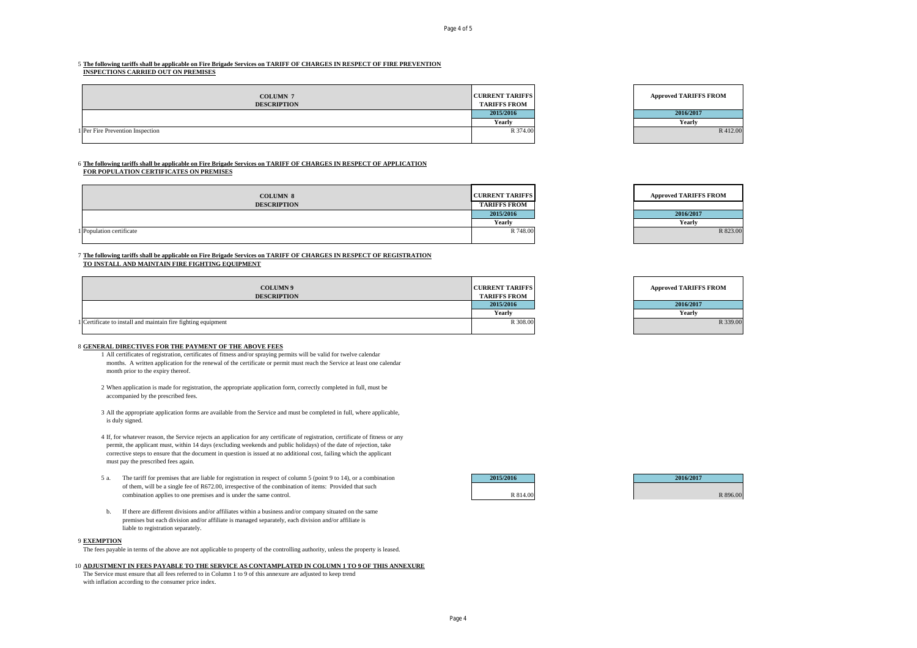5 **The following tariffs shall be applicable on Fire Brigade Services on TARIFF OF CHARGES IN RESPECT OF FIRE PREVENTION INSPECTIONS CARRIED OUT ON PREMISES**

| | COLUMN 7 DESCRIPTION | CURRENT TARIFFS TARIFFS FROM | Approved TARIFFS FROM |
|---|---|---|---|
| | | 2015/2016 | 2016/2017 |
| | | Yearly | Yearly |
| 1 | Per Fire Prevention Inspection | R 374.00 | R 412.00 |

6 **The following tariffs shall be applicable on Fire Brigade Services on TARIFF OF CHARGES IN RESPECT OF APPLICATION FOR POPULATION CERTIFICATES ON PREMISES**

| | COLUMN 8 DESCRIPTION | CURRENT TARIFFS TARIFFS FROM | Approved TARIFFS FROM |
|---|---|---|---|
| | | 2015/2016 | 2016/2017 |
| | | Yearly | Yearly |
| 1 | Population certificate | R 748.00 | R 823.00 |

7 **The following tariffs shall be applicable on Fire Brigade Services on TARIFF OF CHARGES IN RESPECT OF REGISTRATION TO INSTALL AND MAINTAIN FIRE FIGHTING EQUIPMENT**

| | COLUMN 9 DESCRIPTION | CURRENT TARIFFS TARIFFS FROM | Approved TARIFFS FROM |
|---|---|---|---|
| | | 2015/2016 | 2016/2017 |
| | | Yearly | Yearly |
| 1 | Certificate to install and maintain fire fighting equipment | R 308.00 | R 339.00 |

8 **GENERAL DIRECTIVES FOR THE PAYMENT OF THE ABOVE FEES**

1 All certificates of registration, certificates of fitness and/or spraying permits will be valid for twelve calendar months. A written application for the renewal of the certificate or permit must reach the Service at least one calendar month prior to the expiry thereof.

2 When application is made for registration, the appropriate application form, correctly completed in full, must be accompanied by the prescribed fees.

3 All the appropriate application forms are available from the Service and must be completed in full, where applicable, is duly signed.

4 If, for whatever reason, the Service rejects an application for any certificate of registration, certificate of fitness or any permit, the applicant must, within 14 days (excluding weekends and public holidays) of the date of rejection, take corrective steps to ensure that the document in question is issued at no additional cost, failing which the applicant must pay the prescribed fees again.

| | | 2015/2016 | 2016/2017 |
|---|---|---|---|
| 5 a. | The tariff for premises that are liable for registration in respect of column 5 (point 9 to 14), or a combination of them, will be a single fee of R672.00, irrespective of the combination of items: Provided that such combination applies to one premises and is under the same control. | R 814.00 | R 896.00 |

b. If there are different divisions and/or affiliates within a business and/or company situated on the same premises but each division and/or affiliate is managed separately, each division and/or affiliate is liable to registration separately.

9 **EXEMPTION**

The fees payable in terms of the above are not applicable to property of the controlling authority, unless the property is leased.

10 **ADJUSTMENT IN FEES PAYABLE TO THE SERVICE AS CONTAMPLATED IN COLUMN 1 TO 9 OF THIS ANNEXURE**

The Service must ensure that all fees referred to in Column 1 to 9 of this annexure are adjusted to keep trend with inflation according to the consumer price index.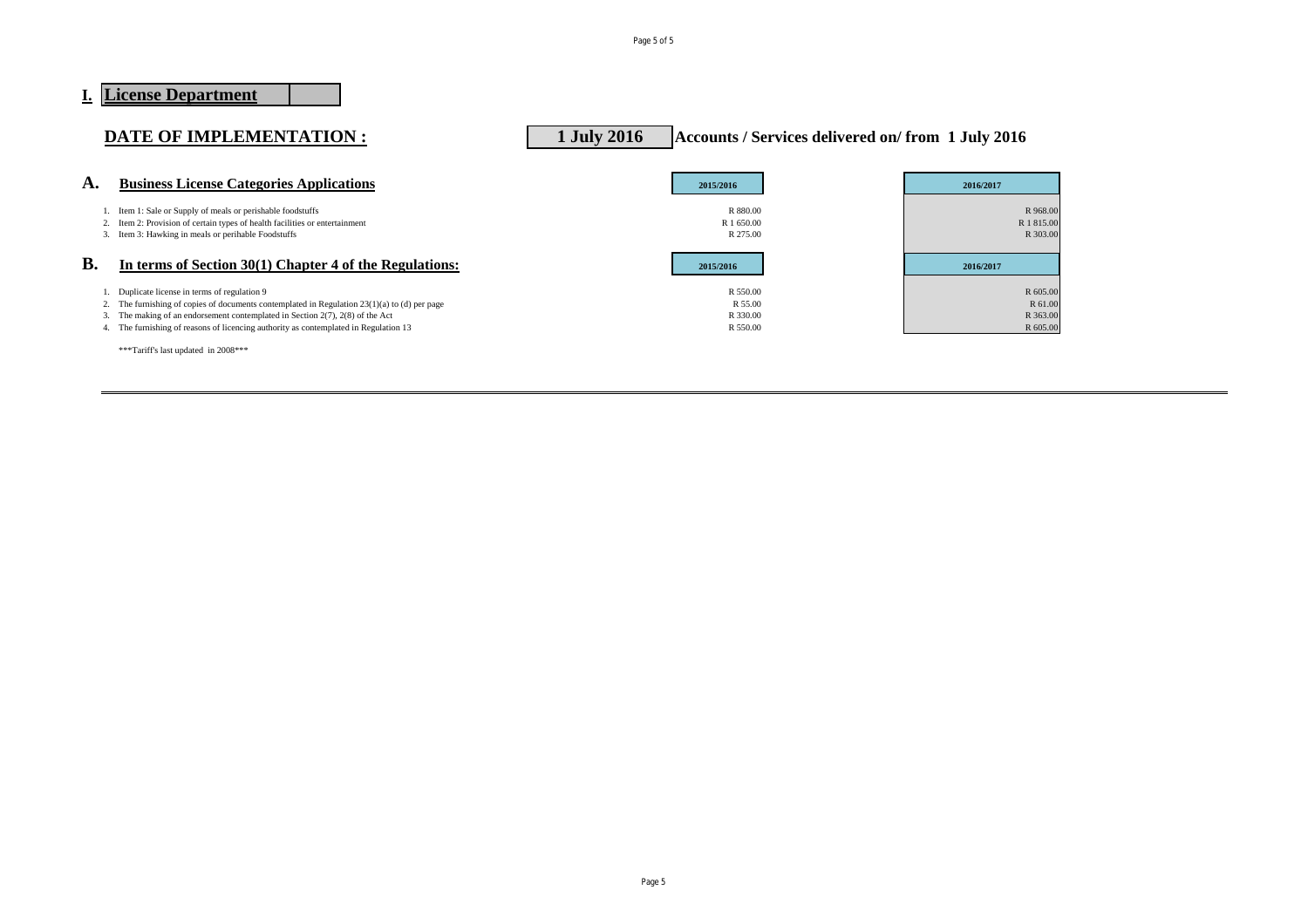# I. License Department

## DATE OF IMPLEMENTATION : 1 July 2016 Accounts / Services delivered on/ from 1 July 2016

### A. Business License Categories Applications

| | 2015/2016 | 2016/2017 |
|---|---|---|
| 1. Item 1: Sale or Supply of meals or perishable foodstuffs | R 880.00 | R 968.00 |
| 2. Item 2: Provision of certain types of health facilities or entertainment | R 1 650.00 | R 1 815.00 |
| 3. Item 3: Hawking in meals or perihable Foodstuffs | R 275.00 | R 303.00 |

### B. In terms of Section 30(1) Chapter 4 of the Regulations:

| | 2015/2016 | 2016/2017 |
|---|---|---|
| 1. Duplicate license in terms of regulation 9 | R 550.00 | R 605.00 |
| 2. The furnishing of copies of documents contemplated in Regulation 23(1)(a) to (d) per page | R 55.00 | R 61.00 |
| 3. The making of an endorsement contemplated in Section 2(7), 2(8) of the Act | R 330.00 | R 363.00 |
| 4. The furnishing of reasons of licencing authority as contemplated in Regulation 13 | R 550.00 | R 605.00 |

***Tariff's last updated in 2008***